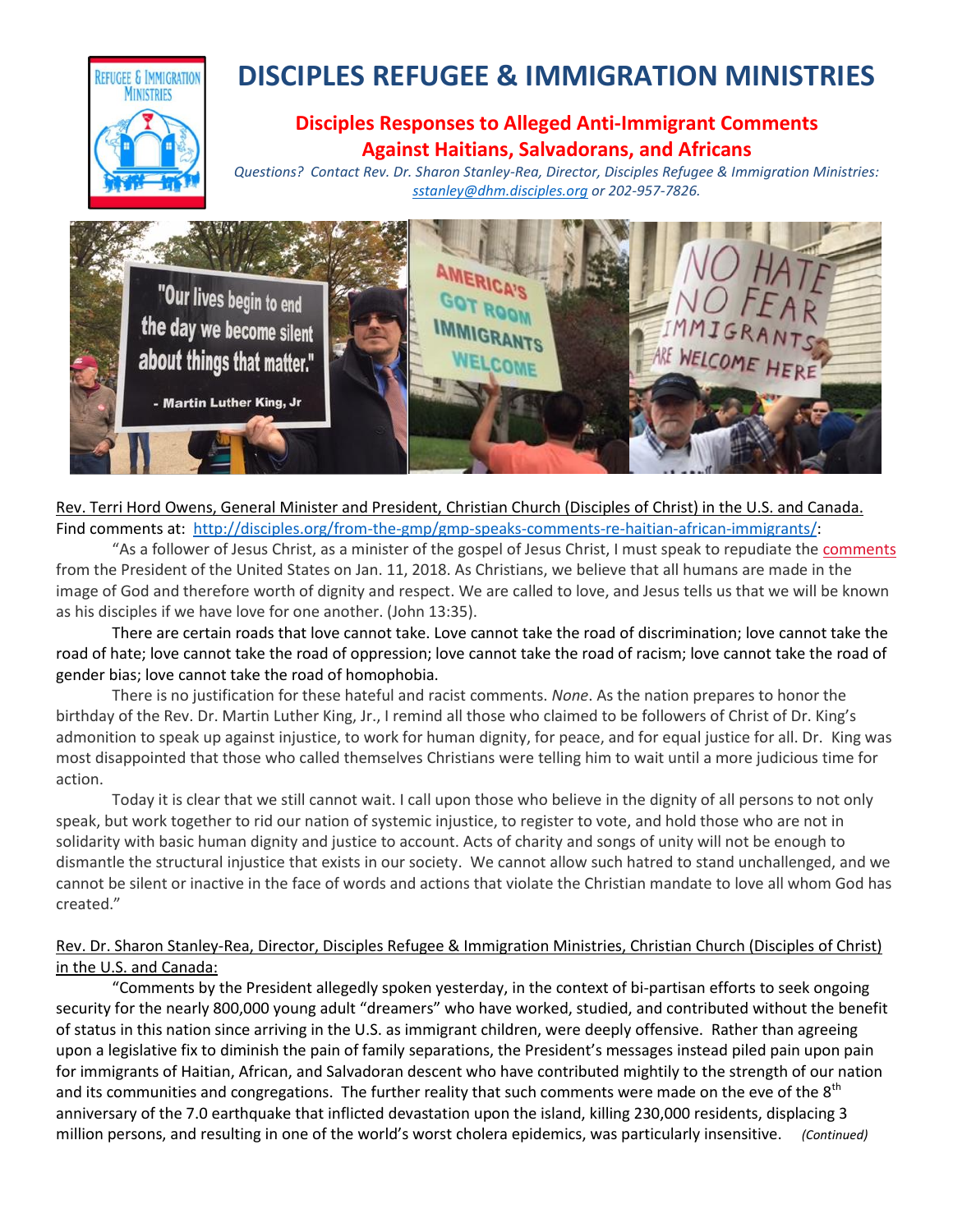# DISCIPLES REFUGEE & IMMIGRATION MINISTRIES

## Disciples Responses to Alleged Anti-Immigrant Comments Against Haitians, Salvadorans, and Africans

*Questions? Contact Rev. Dr. Sharon Stanley-Rea, Director, Disciples Refugee & Immigration Ministries: sstanley@dhm.disciples.org or 202-957-7826.*

Rev. Terri Hord Owens, General Minister and President, Christian Church (Disciples of Christ) in the U.S. and Canada.
Find comments at: http://disciples.org/from-the-gmp/gmp-speaks-comments-re-haitian-african-immigrants/:

"As a follower of Jesus Christ, as a minister of the gospel of Jesus Christ, I must speak to repudiate the comments from the President of the United States on Jan. 11, 2018. As Christians, we believe that all humans are made in the image of God and therefore worth of dignity and respect. We are called to love, and Jesus tells us that we will be known as his disciples if we have love for one another. (John 13:35).

There are certain roads that love cannot take. Love cannot take the road of discrimination; love cannot take the road of hate; love cannot take the road of oppression; love cannot take the road of racism; love cannot take the road of gender bias; love cannot take the road of homophobia.

There is no justification for these hateful and racist comments. *None*. As the nation prepares to honor the birthday of the Rev. Dr. Martin Luther King, Jr., I remind all those who claimed to be followers of Christ of Dr. King's admonition to speak up against injustice, to work for human dignity, for peace, and for equal justice for all. Dr. King was most disappointed that those who called themselves Christians were telling him to wait until a more judicious time for action.

Today it is clear that we still cannot wait. I call upon those who believe in the dignity of all persons to not only speak, but work together to rid our nation of systemic injustice, to register to vote, and hold those who are not in solidarity with basic human dignity and justice to account. Acts of charity and songs of unity will not be enough to dismantle the structural injustice that exists in our society. We cannot allow such hatred to stand unchallenged, and we cannot be silent or inactive in the face of words and actions that violate the Christian mandate to love all whom God has created."

Rev. Dr. Sharon Stanley-Rea, Director, Disciples Refugee & Immigration Ministries, Christian Church (Disciples of Christ) in the U.S. and Canada:

"Comments by the President allegedly spoken yesterday, in the context of bi-partisan efforts to seek ongoing security for the nearly 800,000 young adult "dreamers" who have worked, studied, and contributed without the benefit of status in this nation since arriving in the U.S. as immigrant children, were deeply offensive. Rather than agreeing upon a legislative fix to diminish the pain of family separations, the President's messages instead piled pain upon pain for immigrants of Haitian, African, and Salvadoran descent who have contributed mightily to the strength of our nation and its communities and congregations. The further reality that such comments were made on the eve of the 8th anniversary of the 7.0 earthquake that inflicted devastation upon the island, killing 230,000 residents, displacing 3 million persons, and resulting in one of the world's worst cholera epidemics, was particularly insensitive. *(Continued)*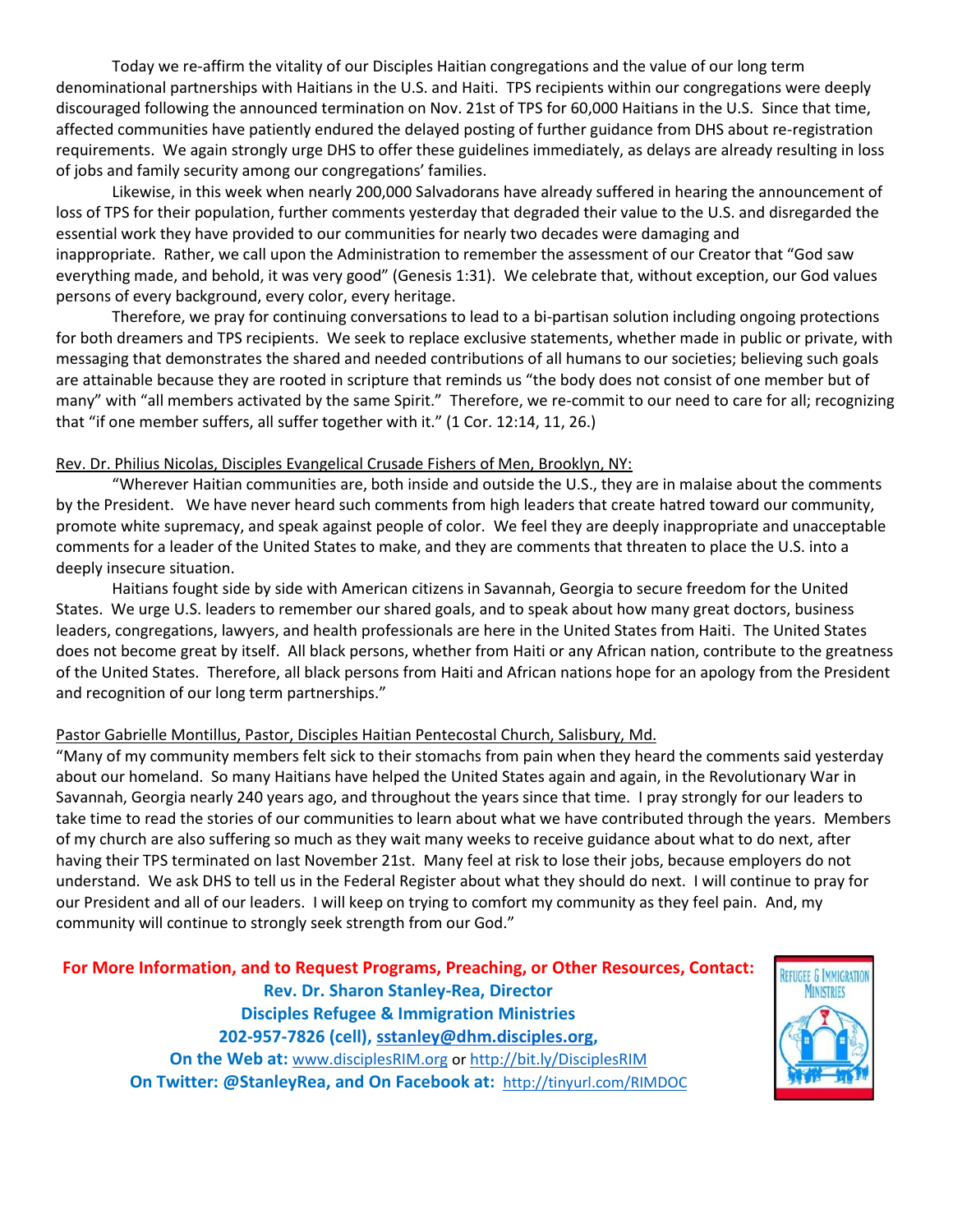Today we re-affirm the vitality of our Disciples Haitian congregations and the value of our long term denominational partnerships with Haitians in the U.S. and Haiti. TPS recipients within our congregations were deeply discouraged following the announced termination on Nov. 21st of TPS for 60,000 Haitians in the U.S. Since that time, affected communities have patiently endured the delayed posting of further guidance from DHS about re-registration requirements. We again strongly urge DHS to offer these guidelines immediately, as delays are already resulting in loss of jobs and family security among our congregations' families.

Likewise, in this week when nearly 200,000 Salvadorans have already suffered in hearing the announcement of loss of TPS for their population, further comments yesterday that degraded their value to the U.S. and disregarded the essential work they have provided to our communities for nearly two decades were damaging and inappropriate. Rather, we call upon the Administration to remember the assessment of our Creator that "God saw everything made, and behold, it was very good" (Genesis 1:31). We celebrate that, without exception, our God values persons of every background, every color, every heritage.

Therefore, we pray for continuing conversations to lead to a bi-partisan solution including ongoing protections for both dreamers and TPS recipients. We seek to replace exclusive statements, whether made in public or private, with messaging that demonstrates the shared and needed contributions of all humans to our societies; believing such goals are attainable because they are rooted in scripture that reminds us "the body does not consist of one member but of many" with "all members activated by the same Spirit." Therefore, we re-commit to our need to care for all; recognizing that "if one member suffers, all suffer together with it." (1 Cor. 12:14, 11, 26.)

Rev. Dr. Philius Nicolas, Disciples Evangelical Crusade Fishers of Men, Brooklyn, NY:

"Wherever Haitian communities are, both inside and outside the U.S., they are in malaise about the comments by the President. We have never heard such comments from high leaders that create hatred toward our community, promote white supremacy, and speak against people of color. We feel they are deeply inappropriate and unacceptable comments for a leader of the United States to make, and they are comments that threaten to place the U.S. into a deeply insecure situation.

Haitians fought side by side with American citizens in Savannah, Georgia to secure freedom for the United States. We urge U.S. leaders to remember our shared goals, and to speak about how many great doctors, business leaders, congregations, lawyers, and health professionals are here in the United States from Haiti. The United States does not become great by itself. All black persons, whether from Haiti or any African nation, contribute to the greatness of the United States. Therefore, all black persons from Haiti and African nations hope for an apology from the President and recognition of our long term partnerships."

Pastor Gabrielle Montillus, Pastor, Disciples Haitian Pentecostal Church, Salisbury, Md.

"Many of my community members felt sick to their stomachs from pain when they heard the comments said yesterday about our homeland. So many Haitians have helped the United States again and again, in the Revolutionary War in Savannah, Georgia nearly 240 years ago, and throughout the years since that time. I pray strongly for our leaders to take time to read the stories of our communities to learn about what we have contributed through the years. Members of my church are also suffering so much as they wait many weeks to receive guidance about what to do next, after having their TPS terminated on last November 21st. Many feel at risk to lose their jobs, because employers do not understand. We ask DHS to tell us in the Federal Register about what they should do next. I will continue to pray for our President and all of our leaders. I will keep on trying to comfort my community as they feel pain. And, my community will continue to strongly seek strength from our God."

**For More Information, and to Request Programs, Preaching, or Other Resources, Contact:**
**Rev. Dr. Sharon Stanley-Rea, Director**
**Disciples Refugee & Immigration Ministries**
**202-957-7826 (cell), sstanley@dhm.disciples.org,**
**On the Web at:** www.disciplesRIM.org or http://bit.ly/DisciplesRIM
**On Twitter: @StanleyRea, and On Facebook at:** http://tinyurl.com/RIMDOC

REFUGEE & IMMIGRATION MINISTRIES